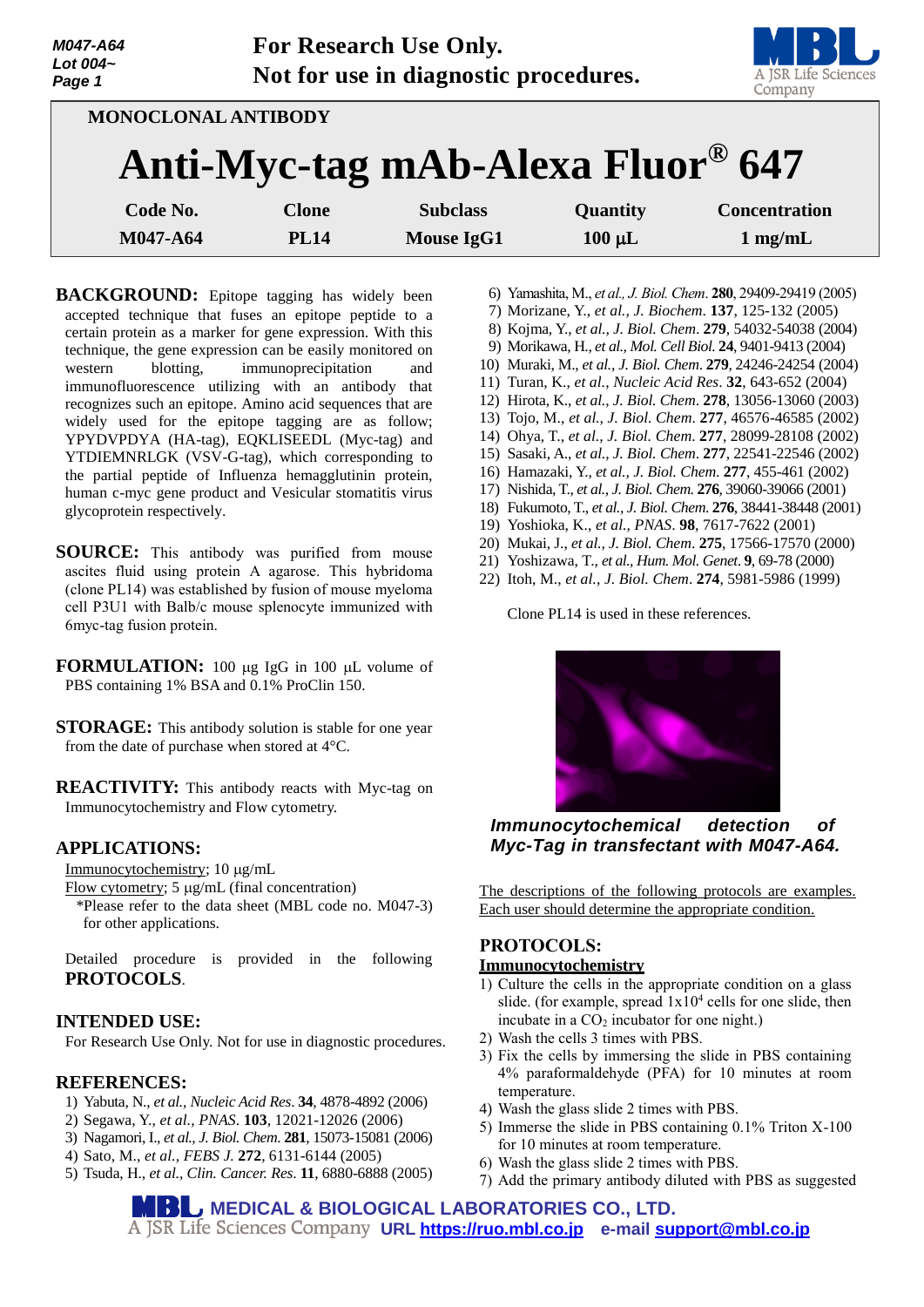M047-A64
Lot 004~

**For Research Use Only.**
**Not for use in diagnostic procedures.**

MONOCLONAL ANTIBODY

# Anti-Myc-tag mAb-Alexa Fluor® 647

| Code No. | Clone | Subclass | Quantity | Concentration |
|---|---|---|---|---|
| M047-A64 | PL14 | Mouse IgG1 | 100 µL | 1 mg/mL |

**BACKGROUND:** Epitope tagging has widely been accepted technique that fuses an epitope peptide to a certain protein as a marker for gene expression. With this technique, the gene expression can be easily monitored on western blotting, immunoprecipitation and immunofluorescence utilizing with an antibody that recognizes such an epitope. Amino acid sequences that are widely used for the epitope tagging are as follow; YPYDVPDYA (HA-tag), EQKLISEEDL (Myc-tag) and YTDIEMNRLGK (VSV-G-tag), which corresponding to the partial peptide of Influenza hemagglutinin protein, human c-myc gene product and Vesicular stomatitis virus glycoprotein respectively.

**SOURCE:** This antibody was purified from mouse ascites fluid using protein A agarose. This hybridoma (clone PL14) was established by fusion of mouse myeloma cell P3U1 with Balb/c mouse splenocyte immunized with 6myc-tag fusion protein.

**FORMULATION:** 100 µg IgG in 100 µL volume of PBS containing 1% BSA and 0.1% ProClin 150.

**STORAGE:** This antibody solution is stable for one year from the date of purchase when stored at 4°C.

**REACTIVITY:** This antibody reacts with Myc-tag on Immunocytochemistry and Flow cytometry.

## APPLICATIONS:

Immunocytochemistry; 10 µg/mL
Flow cytometry; 5 µg/mL (final concentration)
*Please refer to the data sheet (MBL code no. M047-3) for other applications.

Detailed procedure is provided in the following **PROTOCOLS**.

## INTENDED USE:

For Research Use Only. Not for use in diagnostic procedures.

## REFERENCES:

1) Yabuta, N., *et al., Nucleic Acid Res*. **34**, 4878-4892 (2006)
2) Segawa, Y., *et al., PNAS*. **103**, 12021-12026 (2006)
3) Nagamori, I., *et al., J. Biol. Chem*. **281**, 15073-15081 (2006)
4) Sato, M., *et al., FEBS J*. **272**, 6131-6144 (2005)
5) Tsuda, H., *et al., Clin. Cancer. Res*. **11**, 6880-6888 (2005)
6) Yamashita, M., *et al., J. Biol. Chem*. **280**, 29409-29419 (2005)
7) Morizane, Y., *et al., J. Biochem*. **137**, 125-132 (2005)
8) Kojma, Y., *et al., J. Biol. Chem*. **279**, 54032-54038 (2004)
9) Morikawa, H., *et al., Mol. Cell Biol*. **24**, 9401-9413 (2004)
10) Muraki, M., *et al., J. Biol. Chem*. **279**, 24246-24254 (2004)
11) Turan, K., *et al., Nucleic Acid Res*. **32**, 643-652 (2004)
12) Hirota, K., *et al., J. Biol. Chem*. **278**, 13056-13060 (2003)
13) Tojo, M., *et al., J. Biol. Chem*. **277**, 46576-46585 (2002)
14) Ohya, T., *et al., J. Biol. Chem*. **277**, 28099-28108 (2002)
15) Sasaki, A., *et al., J. Biol. Chem*. **277**, 22541-22546 (2002)
16) Hamazaki, Y., *et al., J. Biol. Chem*. **277**, 455-461 (2002)
17) Nishida, T., *et al., J. Biol. Chem*. **276**, 39060-39066 (2001)
18) Fukumoto, T., *et al., J. Biol. Chem*. **276**, 38441-38448 (2001)
19) Yoshioka, K., *et al., PNAS*. **98**, 7617-7622 (2001)
20) Mukai, J., *et al., J. Biol. Chem*. **275**, 17566-17570 (2000)
21) Yoshizawa, T., *et al., Hum. Mol. Genet*. **9**, 69-78 (2000)
22) Itoh, M., *et al., J. Biol. Chem*. **274**, 5981-5986 (1999)

Clone PL14 is used in these references.

***Immunocytochemical detection of Myc-Tag in transfectant with M047-A64.***

The descriptions of the following protocols are examples. Each user should determine the appropriate condition.

## PROTOCOLS:

### Immunocytochemistry

1) Culture the cells in the appropriate condition on a glass slide. (for example, spread 1x10$^4$ cells for one slide, then incubate in a $CO_2$ incubator for one night.)
2) Wash the cells 3 times with PBS.
3) Fix the cells by immersing the slide in PBS containing 4% paraformaldehyde (PFA) for 10 minutes at room temperature.
4) Wash the glass slide 2 times with PBS.
5) Immerse the slide in PBS containing 0.1% Triton X-100 for 10 minutes at room temperature.
6) Wash the glass slide 2 times with PBS.
7) Add the primary antibody diluted with PBS as suggested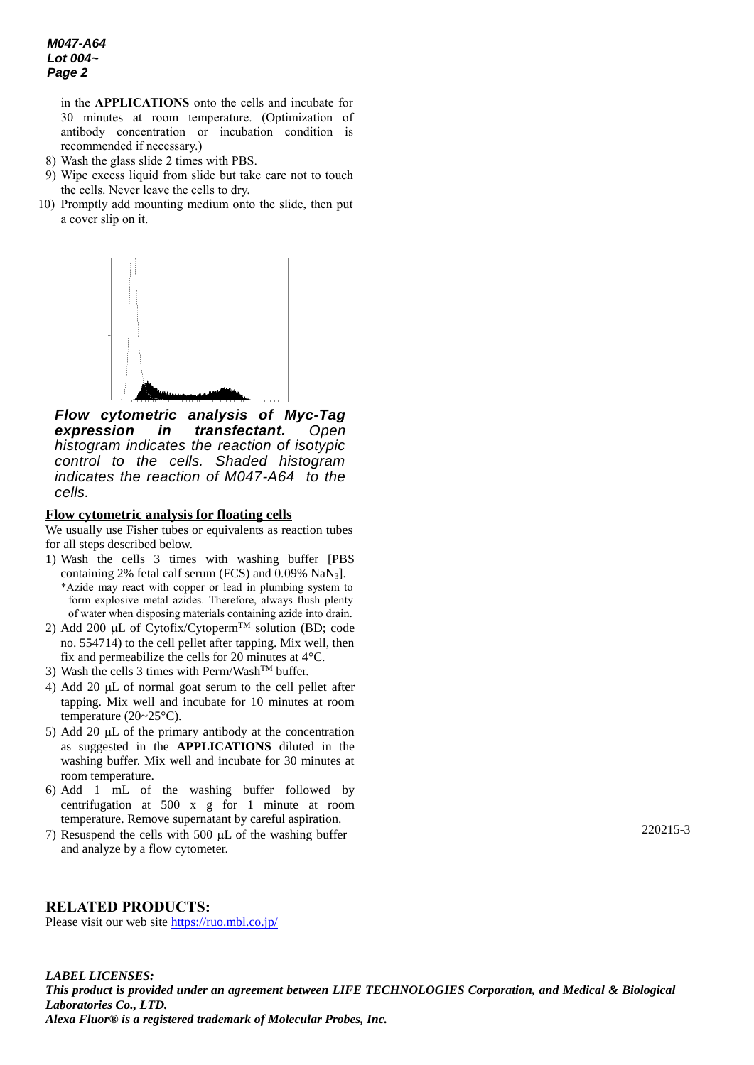in the **APPLICATIONS** onto the cells and incubate for 30 minutes at room temperature. (Optimization of antibody concentration or incubation condition is recommended if necessary.)

8) Wash the glass slide 2 times with PBS.
9) Wipe excess liquid from slide but take care not to touch the cells. Never leave the cells to dry.
10) Promptly add mounting medium onto the slide, then put a cover slip on it.

***Flow cytometric analysis of Myc-Tag expression in transfectant.*** *Open histogram indicates the reaction of isotypic control to the cells. Shaded histogram indicates the reaction of M047-A64 to the cells.*

## Flow cytometric analysis for floating cells

We usually use Fisher tubes or equivalents as reaction tubes for all steps described below.

1) Wash the cells 3 times with washing buffer [PBS containing 2% fetal calf serum (FCS) and 0.09% $NaN_3$].
   *Azide may react with copper or lead in plumbing system to form explosive metal azides. Therefore, always flush plenty of water when disposing materials containing azide into drain.
2) Add 200 µL of Cytofix/Cytoperm™ solution (BD; code no. 554714) to the cell pellet after tapping. Mix well, then fix and permeabilize the cells for 20 minutes at 4°C.
3) Wash the cells 3 times with Perm/Wash™ buffer.
4) Add 20 µL of normal goat serum to the cell pellet after tapping. Mix well and incubate for 10 minutes at room temperature (20~25°C).
5) Add 20 µL of the primary antibody at the concentration as suggested in the **APPLICATIONS** diluted in the washing buffer. Mix well and incubate for 30 minutes at room temperature.
6) Add 1 mL of the washing buffer followed by centrifugation at 500 x g for 1 minute at room temperature. Remove supernatant by careful aspiration.
7) Resuspend the cells with 500 µL of the washing buffer and analyze by a flow cytometer.

220215-3

## RELATED PRODUCTS:

Please visit our web site https://ruo.mbl.co.jp/

***LABEL LICENSES:***
***This product is provided under an agreement between LIFE TECHNOLOGIES Corporation, and Medical & Biological Laboratories Co., LTD.***
***Alexa Fluor® is a registered trademark of Molecular Probes, Inc.***